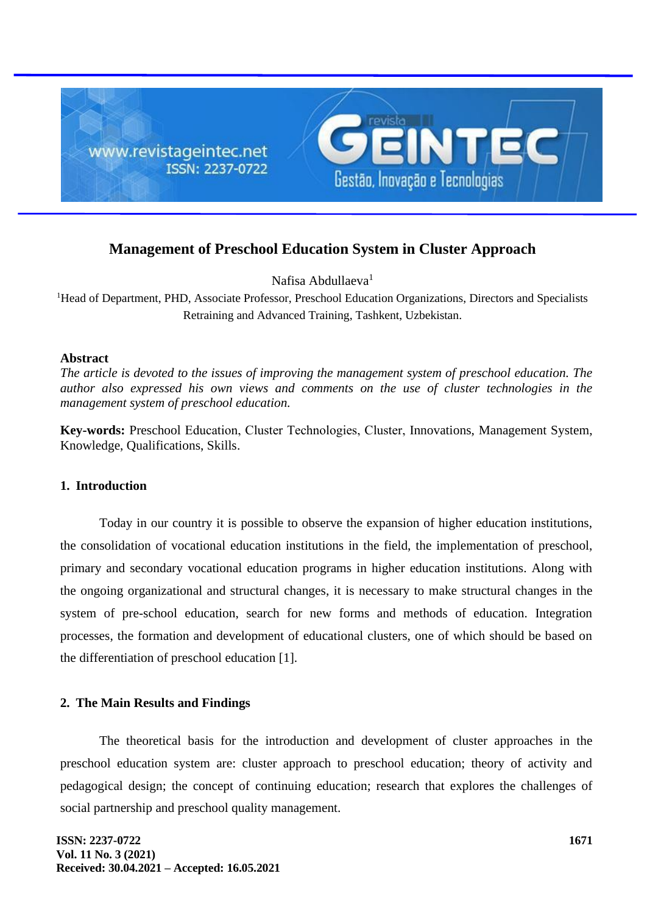# Management of Preschool Education System in Cluster Approach

Nafisa Abdullaeva[1]

[1]Head of Department, PHD, Associate Professor, Preschool Education Organizations, Directors and Specialists Retraining and Advanced Training, Tashkent, Uzbekistan.

**Abstract**

*The article is devoted to the issues of improving the management system of preschool education. The author also expressed his own views and comments on the use of cluster technologies in the management system of preschool education.*

**Key-words:** Preschool Education, Cluster Technologies, Cluster, Innovations, Management System, Knowledge, Qualifications, Skills.

## 1. Introduction

Today in our country it is possible to observe the expansion of higher education institutions, the consolidation of vocational education institutions in the field, the implementation of preschool, primary and secondary vocational education programs in higher education institutions. Along with the ongoing organizational and structural changes, it is necessary to make structural changes in the system of pre-school education, search for new forms and methods of education. Integration processes, the formation and development of educational clusters, one of which should be based on the differentiation of preschool education [1].

## 2. The Main Results and Findings

The theoretical basis for the introduction and development of cluster approaches in the preschool education system are: cluster approach to preschool education; theory of activity and pedagogical design; the concept of continuing education; research that explores the challenges of social partnership and preschool quality management.

ISSN: 2237-0722
Vol. 11 No. 3 (2021)
Received: 30.04.2021 – Accepted: 16.05.2021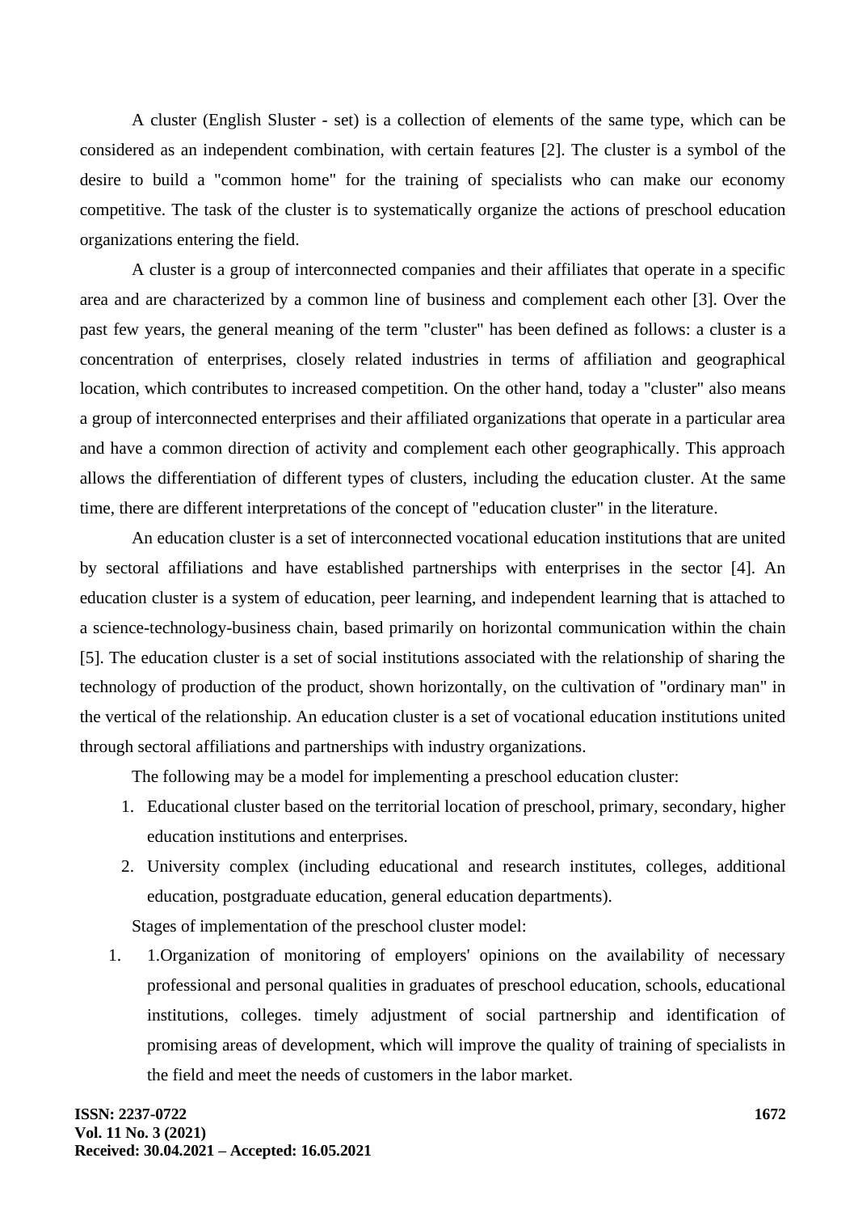A cluster (English Sluster - set) is a collection of elements of the same type, which can be considered as an independent combination, with certain features [2]. The cluster is a symbol of the desire to build a "common home" for the training of specialists who can make our economy competitive. The task of the cluster is to systematically organize the actions of preschool education organizations entering the field.

A cluster is a group of interconnected companies and their affiliates that operate in a specific area and are characterized by a common line of business and complement each other [3]. Over the past few years, the general meaning of the term "cluster" has been defined as follows: a cluster is a concentration of enterprises, closely related industries in terms of affiliation and geographical location, which contributes to increased competition. On the other hand, today a "cluster" also means a group of interconnected enterprises and their affiliated organizations that operate in a particular area and have a common direction of activity and complement each other geographically. This approach allows the differentiation of different types of clusters, including the education cluster. At the same time, there are different interpretations of the concept of "education cluster" in the literature.

An education cluster is a set of interconnected vocational education institutions that are united by sectoral affiliations and have established partnerships with enterprises in the sector [4]. An education cluster is a system of education, peer learning, and independent learning that is attached to a science-technology-business chain, based primarily on horizontal communication within the chain [5]. The education cluster is a set of social institutions associated with the relationship of sharing the technology of production of the product, shown horizontally, on the cultivation of "ordinary man" in the vertical of the relationship. An education cluster is a set of vocational education institutions united through sectoral affiliations and partnerships with industry organizations.

The following may be a model for implementing a preschool education cluster:

1. Educational cluster based on the territorial location of preschool, primary, secondary, higher education institutions and enterprises.
2. University complex (including educational and research institutes, colleges, additional education, postgraduate education, general education departments).

Stages of implementation of the preschool cluster model:

1. 1.Organization of monitoring of employers' opinions on the availability of necessary professional and personal qualities in graduates of preschool education, schools, educational institutions, colleges. timely adjustment of social partnership and identification of promising areas of development, which will improve the quality of training of specialists in the field and meet the needs of customers in the labor market.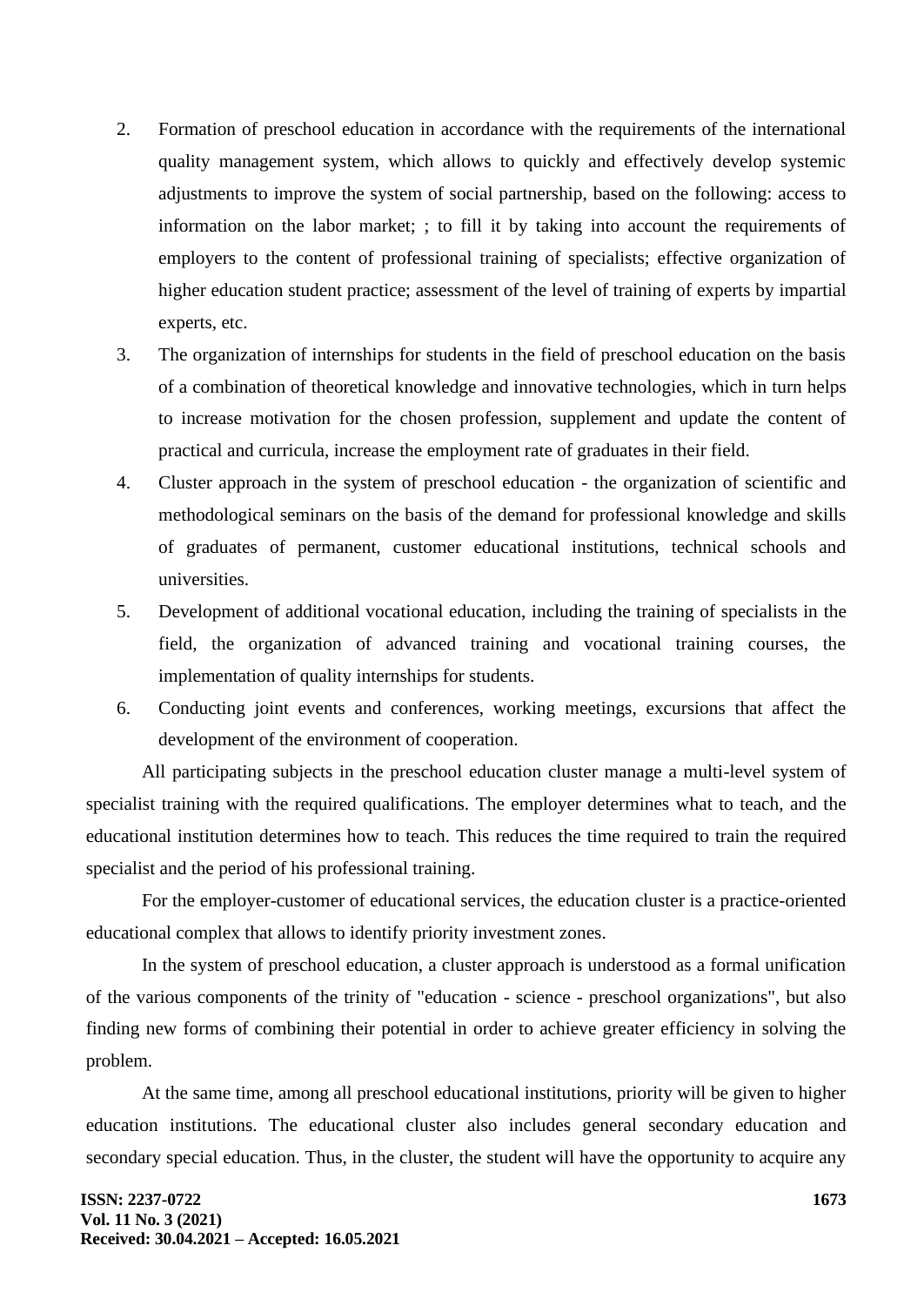2. Formation of preschool education in accordance with the requirements of the international quality management system, which allows to quickly and effectively develop systemic adjustments to improve the system of social partnership, based on the following: access to information on the labor market; ; to fill it by taking into account the requirements of employers to the content of professional training of specialists; effective organization of higher education student practice; assessment of the level of training of experts by impartial experts, etc.
3. The organization of internships for students in the field of preschool education on the basis of a combination of theoretical knowledge and innovative technologies, which in turn helps to increase motivation for the chosen profession, supplement and update the content of practical and curricula, increase the employment rate of graduates in their field.
4. Cluster approach in the system of preschool education - the organization of scientific and methodological seminars on the basis of the demand for professional knowledge and skills of graduates of permanent, customer educational institutions, technical schools and universities.
5. Development of additional vocational education, including the training of specialists in the field, the organization of advanced training and vocational training courses, the implementation of quality internships for students.
6. Conducting joint events and conferences, working meetings, excursions that affect the development of the environment of cooperation.

All participating subjects in the preschool education cluster manage a multi-level system of specialist training with the required qualifications. The employer determines what to teach, and the educational institution determines how to teach. This reduces the time required to train the required specialist and the period of his professional training.

For the employer-customer of educational services, the education cluster is a practice-oriented educational complex that allows to identify priority investment zones.

In the system of preschool education, a cluster approach is understood as a formal unification of the various components of the trinity of "education - science - preschool organizations", but also finding new forms of combining their potential in order to achieve greater efficiency in solving the problem.

At the same time, among all preschool educational institutions, priority will be given to higher education institutions. The educational cluster also includes general secondary education and secondary special education. Thus, in the cluster, the student will have the opportunity to acquire any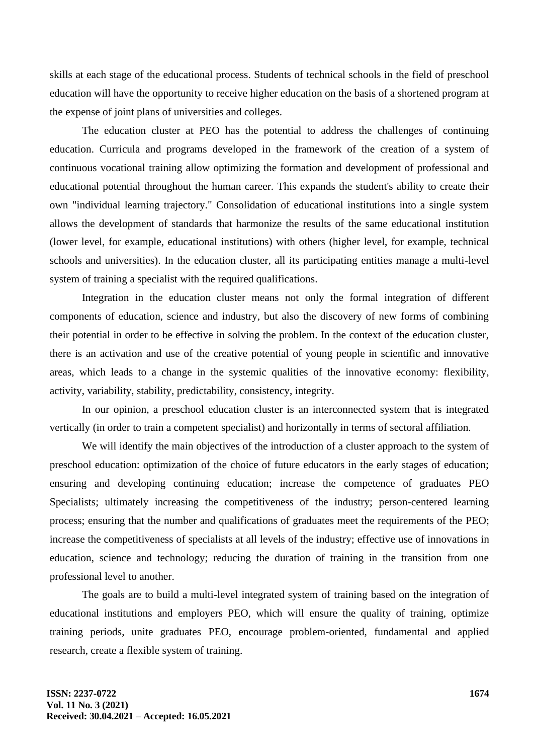skills at each stage of the educational process. Students of technical schools in the field of preschool education will have the opportunity to receive higher education on the basis of a shortened program at the expense of joint plans of universities and colleges.

The education cluster at PEO has the potential to address the challenges of continuing education. Curricula and programs developed in the framework of the creation of a system of continuous vocational training allow optimizing the formation and development of professional and educational potential throughout the human career. This expands the student's ability to create their own "individual learning trajectory." Consolidation of educational institutions into a single system allows the development of standards that harmonize the results of the same educational institution (lower level, for example, educational institutions) with others (higher level, for example, technical schools and universities). In the education cluster, all its participating entities manage a multi-level system of training a specialist with the required qualifications.

Integration in the education cluster means not only the formal integration of different components of education, science and industry, but also the discovery of new forms of combining their potential in order to be effective in solving the problem. In the context of the education cluster, there is an activation and use of the creative potential of young people in scientific and innovative areas, which leads to a change in the systemic qualities of the innovative economy: flexibility, activity, variability, stability, predictability, consistency, integrity.

In our opinion, a preschool education cluster is an interconnected system that is integrated vertically (in order to train a competent specialist) and horizontally in terms of sectoral affiliation.

We will identify the main objectives of the introduction of a cluster approach to the system of preschool education: optimization of the choice of future educators in the early stages of education; ensuring and developing continuing education; increase the competence of graduates PEO Specialists; ultimately increasing the competitiveness of the industry; person-centered learning process; ensuring that the number and qualifications of graduates meet the requirements of the PEO; increase the competitiveness of specialists at all levels of the industry; effective use of innovations in education, science and technology; reducing the duration of training in the transition from one professional level to another.

The goals are to build a multi-level integrated system of training based on the integration of educational institutions and employers PEO, which will ensure the quality of training, optimize training periods, unite graduates PEO, encourage problem-oriented, fundamental and applied research, create a flexible system of training.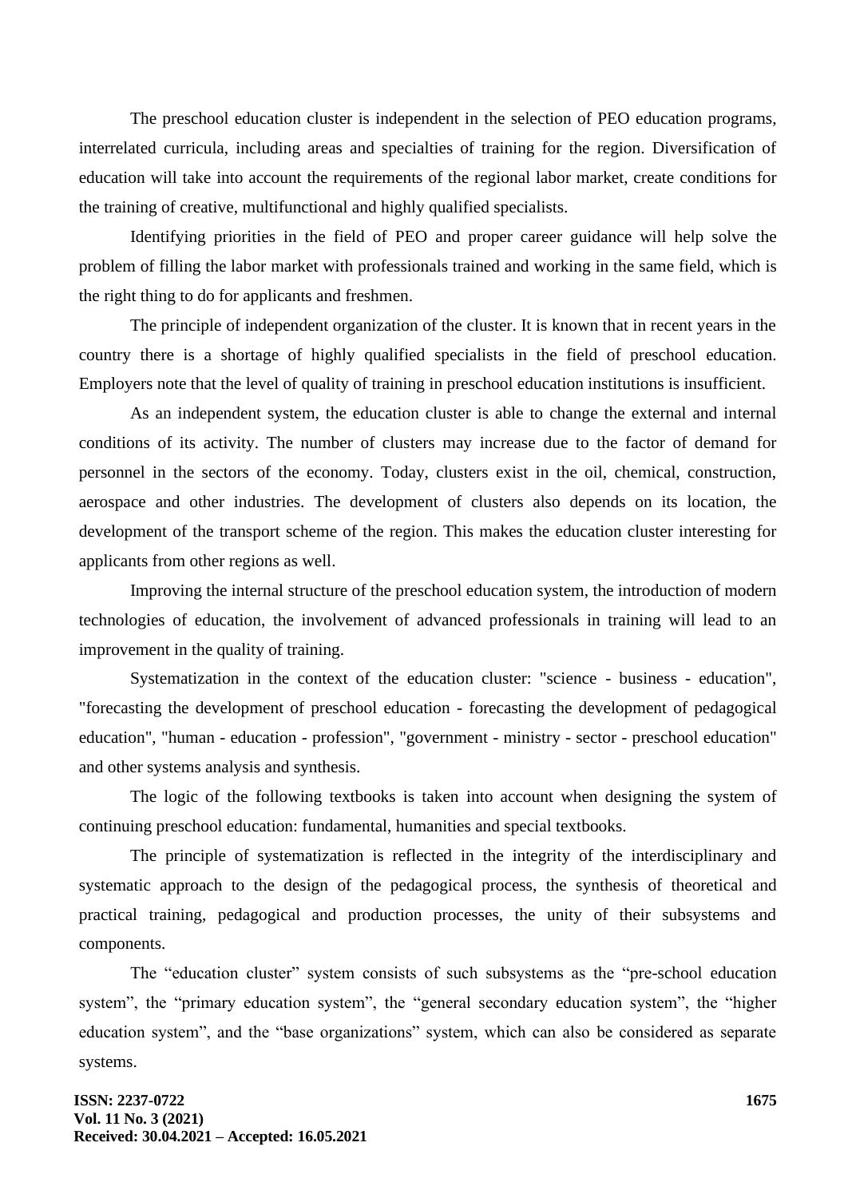The preschool education cluster is independent in the selection of PEO education programs, interrelated curricula, including areas and specialties of training for the region. Diversification of education will take into account the requirements of the regional labor market, create conditions for the training of creative, multifunctional and highly qualified specialists.

Identifying priorities in the field of PEO and proper career guidance will help solve the problem of filling the labor market with professionals trained and working in the same field, which is the right thing to do for applicants and freshmen.

The principle of independent organization of the cluster. It is known that in recent years in the country there is a shortage of highly qualified specialists in the field of preschool education. Employers note that the level of quality of training in preschool education institutions is insufficient.

As an independent system, the education cluster is able to change the external and internal conditions of its activity. The number of clusters may increase due to the factor of demand for personnel in the sectors of the economy. Today, clusters exist in the oil, chemical, construction, aerospace and other industries. The development of clusters also depends on its location, the development of the transport scheme of the region. This makes the education cluster interesting for applicants from other regions as well.

Improving the internal structure of the preschool education system, the introduction of modern technologies of education, the involvement of advanced professionals in training will lead to an improvement in the quality of training.

Systematization in the context of the education cluster: "science - business - education", "forecasting the development of preschool education - forecasting the development of pedagogical education", "human - education - profession", "government - ministry - sector - preschool education" and other systems analysis and synthesis.

The logic of the following textbooks is taken into account when designing the system of continuing preschool education: fundamental, humanities and special textbooks.

The principle of systematization is reflected in the integrity of the interdisciplinary and systematic approach to the design of the pedagogical process, the synthesis of theoretical and practical training, pedagogical and production processes, the unity of their subsystems and components.

The “education cluster” system consists of such subsystems as the “pre-school education system”, the “primary education system”, the “general secondary education system”, the “higher education system”, and the “base organizations” system, which can also be considered as separate systems.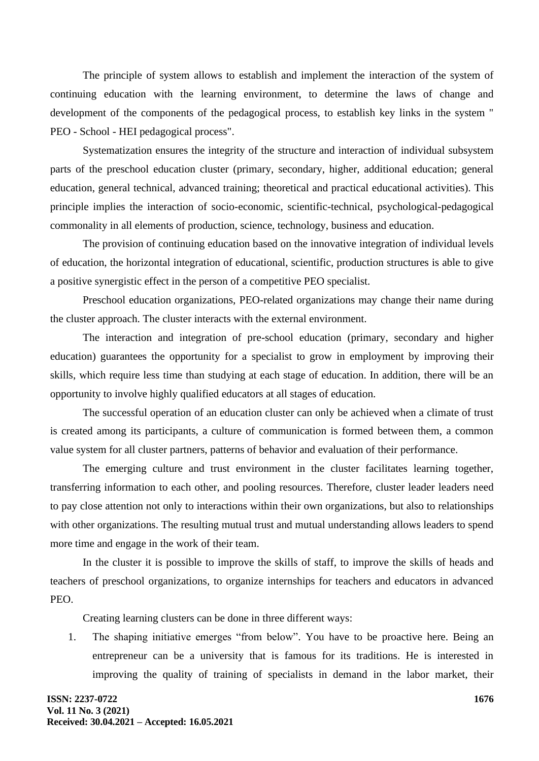The principle of system allows to establish and implement the interaction of the system of continuing education with the learning environment, to determine the laws of change and development of the components of the pedagogical process, to establish key links in the system " PEO - School - HEI pedagogical process".

Systematization ensures the integrity of the structure and interaction of individual subsystem parts of the preschool education cluster (primary, secondary, higher, additional education; general education, general technical, advanced training; theoretical and practical educational activities). This principle implies the interaction of socio-economic, scientific-technical, psychological-pedagogical commonality in all elements of production, science, technology, business and education.

The provision of continuing education based on the innovative integration of individual levels of education, the horizontal integration of educational, scientific, production structures is able to give a positive synergistic effect in the person of a competitive PEO specialist.

Preschool education organizations, PEO-related organizations may change their name during the cluster approach. The cluster interacts with the external environment.

The interaction and integration of pre-school education (primary, secondary and higher education) guarantees the opportunity for a specialist to grow in employment by improving their skills, which require less time than studying at each stage of education. In addition, there will be an opportunity to involve highly qualified educators at all stages of education.

The successful operation of an education cluster can only be achieved when a climate of trust is created among its participants, a culture of communication is formed between them, a common value system for all cluster partners, patterns of behavior and evaluation of their performance.

The emerging culture and trust environment in the cluster facilitates learning together, transferring information to each other, and pooling resources. Therefore, cluster leader leaders need to pay close attention not only to interactions within their own organizations, but also to relationships with other organizations. The resulting mutual trust and mutual understanding allows leaders to spend more time and engage in the work of their team.

In the cluster it is possible to improve the skills of staff, to improve the skills of heads and teachers of preschool organizations, to organize internships for teachers and educators in advanced PEO.

Creating learning clusters can be done in three different ways:

1. The shaping initiative emerges "from below". You have to be proactive here. Being an entrepreneur can be a university that is famous for its traditions. He is interested in improving the quality of training of specialists in demand in the labor market, their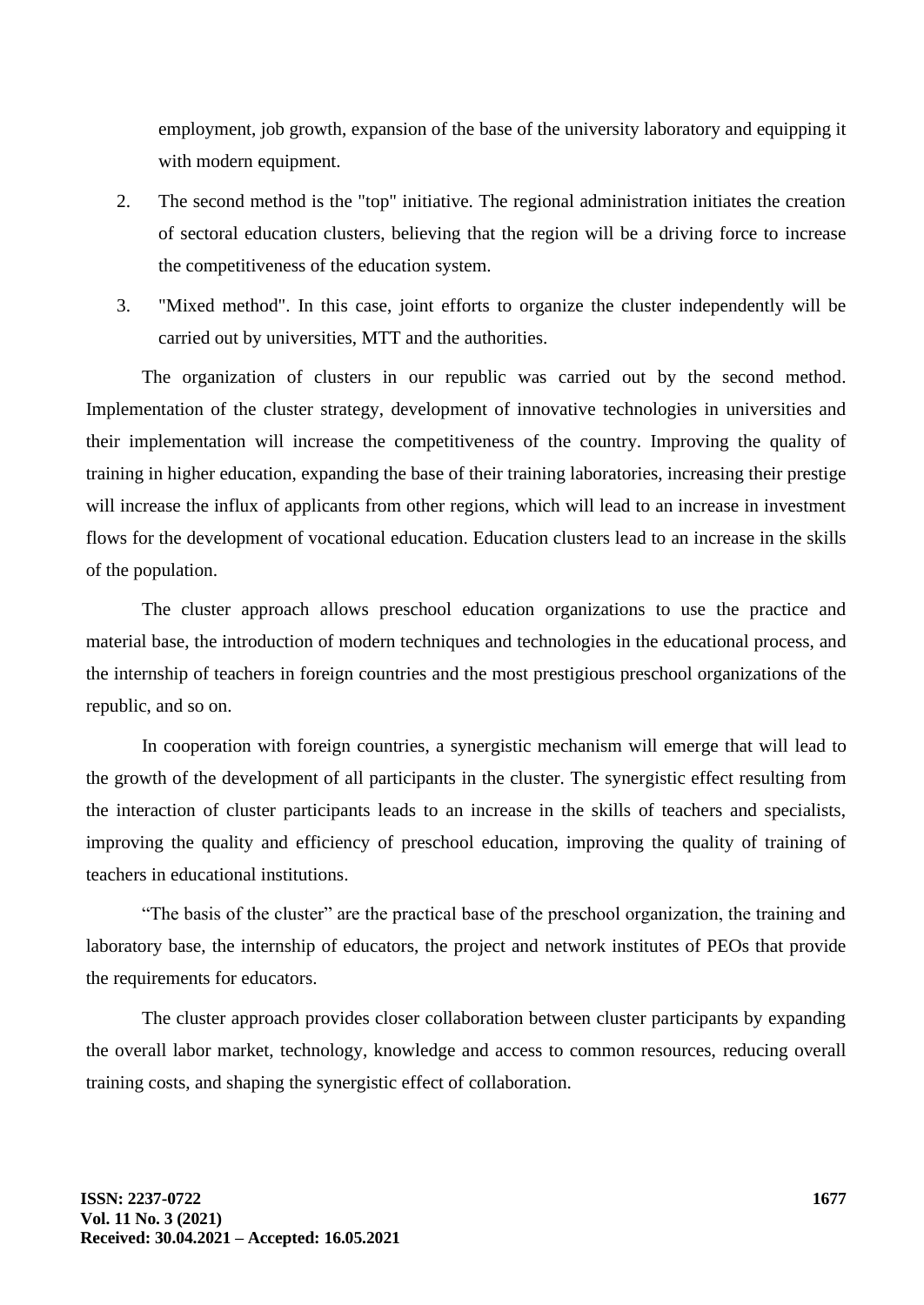employment, job growth, expansion of the base of the university laboratory and equipping it with modern equipment.

2. The second method is the "top" initiative. The regional administration initiates the creation of sectoral education clusters, believing that the region will be a driving force to increase the competitiveness of the education system.

3. "Mixed method". In this case, joint efforts to organize the cluster independently will be carried out by universities, MTT and the authorities.

The organization of clusters in our republic was carried out by the second method. Implementation of the cluster strategy, development of innovative technologies in universities and their implementation will increase the competitiveness of the country. Improving the quality of training in higher education, expanding the base of their training laboratories, increasing their prestige will increase the influx of applicants from other regions, which will lead to an increase in investment flows for the development of vocational education. Education clusters lead to an increase in the skills of the population.

The cluster approach allows preschool education organizations to use the practice and material base, the introduction of modern techniques and technologies in the educational process, and the internship of teachers in foreign countries and the most prestigious preschool organizations of the republic, and so on.

In cooperation with foreign countries, a synergistic mechanism will emerge that will lead to the growth of the development of all participants in the cluster. The synergistic effect resulting from the interaction of cluster participants leads to an increase in the skills of teachers and specialists, improving the quality and efficiency of preschool education, improving the quality of training of teachers in educational institutions.

"The basis of the cluster" are the practical base of the preschool organization, the training and laboratory base, the internship of educators, the project and network institutes of PEOs that provide the requirements for educators.

The cluster approach provides closer collaboration between cluster participants by expanding the overall labor market, technology, knowledge and access to common resources, reducing overall training costs, and shaping the synergistic effect of collaboration.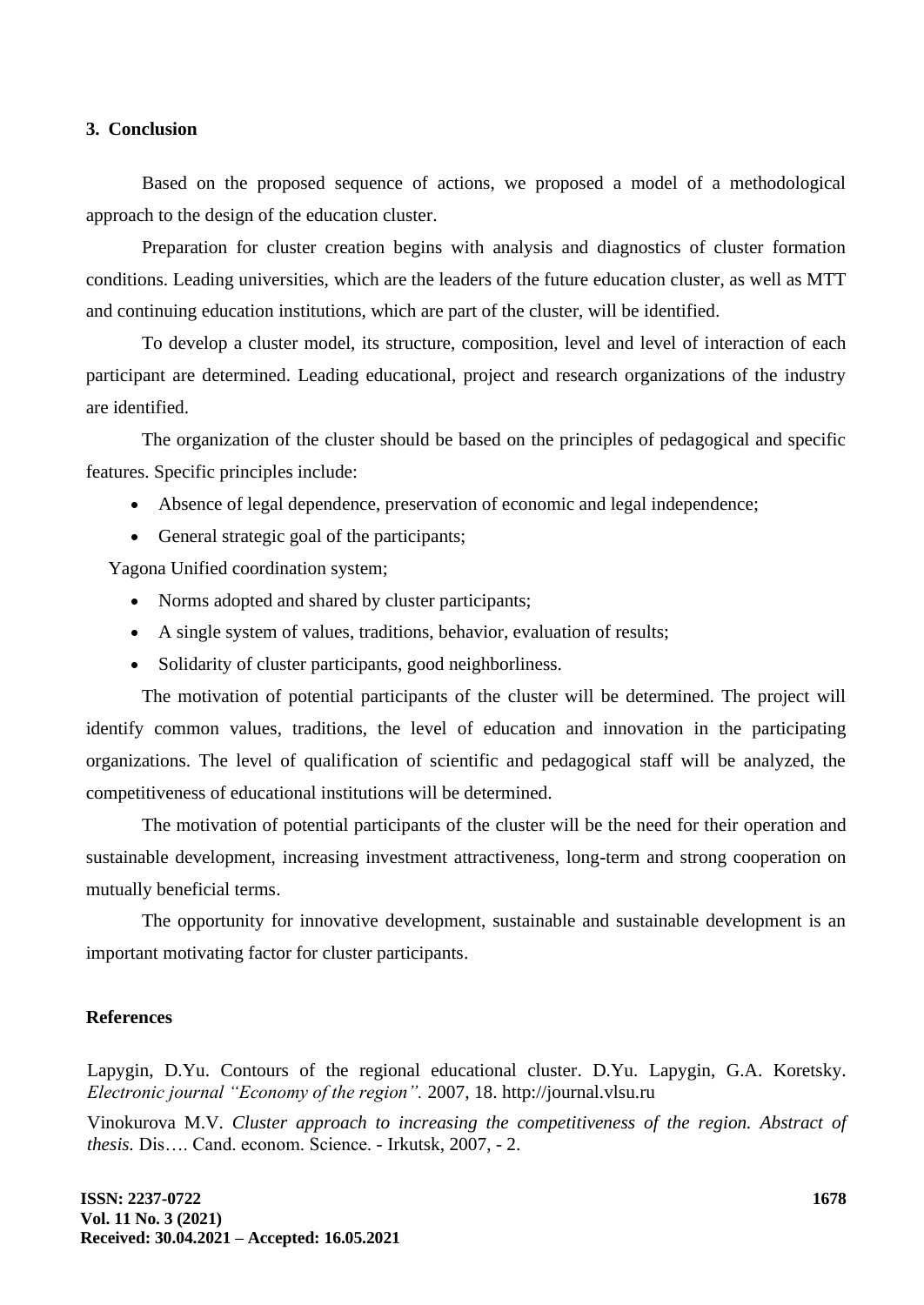## 3. Conclusion

Based on the proposed sequence of actions, we proposed a model of a methodological approach to the design of the education cluster.

Preparation for cluster creation begins with analysis and diagnostics of cluster formation conditions. Leading universities, which are the leaders of the future education cluster, as well as MTT and continuing education institutions, which are part of the cluster, will be identified.

To develop a cluster model, its structure, composition, level and level of interaction of each participant are determined. Leading educational, project and research organizations of the industry are identified.

The organization of the cluster should be based on the principles of pedagogical and specific features. Specific principles include:

- Absence of legal dependence, preservation of economic and legal independence;
- General strategic goal of the participants;

Yagona Unified coordination system;

- Norms adopted and shared by cluster participants;
- A single system of values, traditions, behavior, evaluation of results;
- Solidarity of cluster participants, good neighborliness.

The motivation of potential participants of the cluster will be determined. The project will identify common values, traditions, the level of education and innovation in the participating organizations. The level of qualification of scientific and pedagogical staff will be analyzed, the competitiveness of educational institutions will be determined.

The motivation of potential participants of the cluster will be the need for their operation and sustainable development, increasing investment attractiveness, long-term and strong cooperation on mutually beneficial terms.

The opportunity for innovative development, sustainable and sustainable development is an important motivating factor for cluster participants.

## References

Lapygin, D.Yu. Contours of the regional educational cluster. D.Yu. Lapygin, G.A. Koretsky. *Electronic journal "Economy of the region".* 2007, 18. http://journal.vlsu.ru

Vinokurova M.V. *Cluster approach to increasing the competitiveness of the region. Abstract of thesis.* Dis…. Cand. econom. Science. - Irkutsk, 2007, - 2.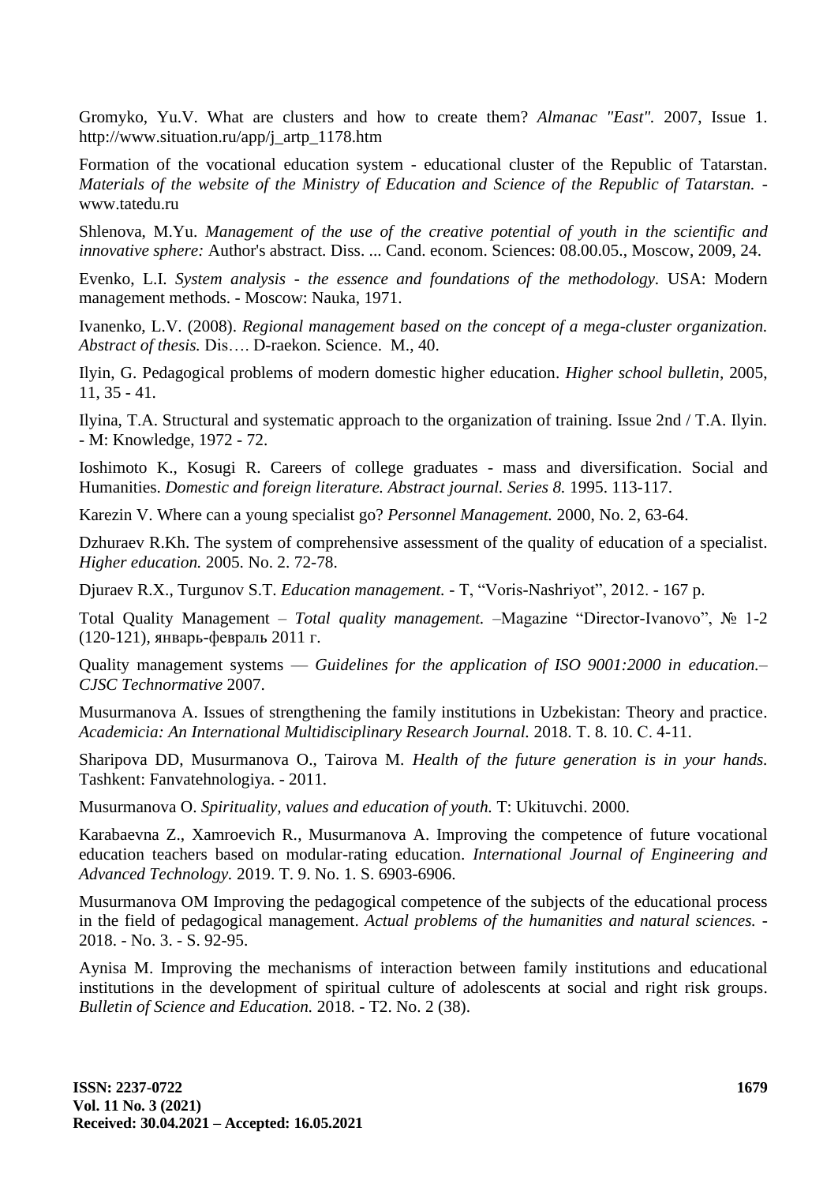Gromyko, Yu.V. What are clusters and how to create them? *Almanac "East".* 2007, Issue 1. http://www.situation.ru/app/j_artp_1178.htm

Formation of the vocational education system - educational cluster of the Republic of Tatarstan. *Materials of the website of the Ministry of Education and Science of the Republic of Tatarstan.* - www.tatedu.ru

Shlenova, M.Yu. *Management of the use of the creative potential of youth in the scientific and innovative sphere:* Author's abstract. Diss. ... Cand. econom. Sciences: 08.00.05., Moscow, 2009, 24.

Evenko, L.I. *System analysis - the essence and foundations of the methodology.* USA: Modern management methods. - Moscow: Nauka, 1971.

Ivanenko, L.V. (2008). *Regional management based on the concept of a mega-cluster organization. Abstract of thesis.* Dis…. D-raekon. Science. M., 40.

Ilyin, G. Pedagogical problems of modern domestic higher education. *Higher school bulletin*, 2005, 11, 35 - 41.

Ilyina, T.A. Structural and systematic approach to the organization of training. Issue 2nd / T.A. Ilyin. - M: Knowledge, 1972 - 72.

Ioshimoto K., Kosugi R. Careers of college graduates - mass and diversification. Social and Humanities. *Domestic and foreign literature. Abstract journal. Series 8.* 1995. 113-117.

Karezin V. Where can a young specialist go? *Personnel Management.* 2000, No. 2, 63-64.

Dzhuraev R.Kh. The system of comprehensive assessment of the quality of education of a specialist. *Higher education.* 2005. No. 2. 72-78.

Djuraev R.X., Turgunov S.T. *Education management.* - T, "Voris-Nashriyot", 2012. - 167 p.

Total Quality Management – *Total quality management.* –Magazine "Director-Ivanovo", № 1-2 (120-121), январь-февраль 2011 г.

Quality management systems — *Guidelines for the application of ISO 9001:2000 in education.– CJSC Technormative* 2007.

Musurmanova A. Issues of strengthening the family institutions in Uzbekistan: Theory and practice. *Academicia: An International Multidisciplinary Research Journal.* 2018. T. 8. 10. C. 4-11.

Sharipova DD, Musurmanova O., Tairova M. *Health of the future generation is in your hands.* Tashkent: Fanvatehnologiya. - 2011.

Musurmanova O. *Spirituality, values and education of youth.* T: Ukituvchi. 2000.

Karabaevna Z., Xamroevich R., Musurmanova A. Improving the competence of future vocational education teachers based on modular-rating education. *International Journal of Engineering and Advanced Technology.* 2019. T. 9. No. 1. S. 6903-6906.

Musurmanova OM Improving the pedagogical competence of the subjects of the educational process in the field of pedagogical management. *Actual problems of the humanities and natural sciences.* - 2018. - No. 3. - S. 92-95.

Aynisa M. Improving the mechanisms of interaction between family institutions and educational institutions in the development of spiritual culture of adolescents at social and right risk groups. *Bulletin of Science and Education.* 2018. - T2. No. 2 (38).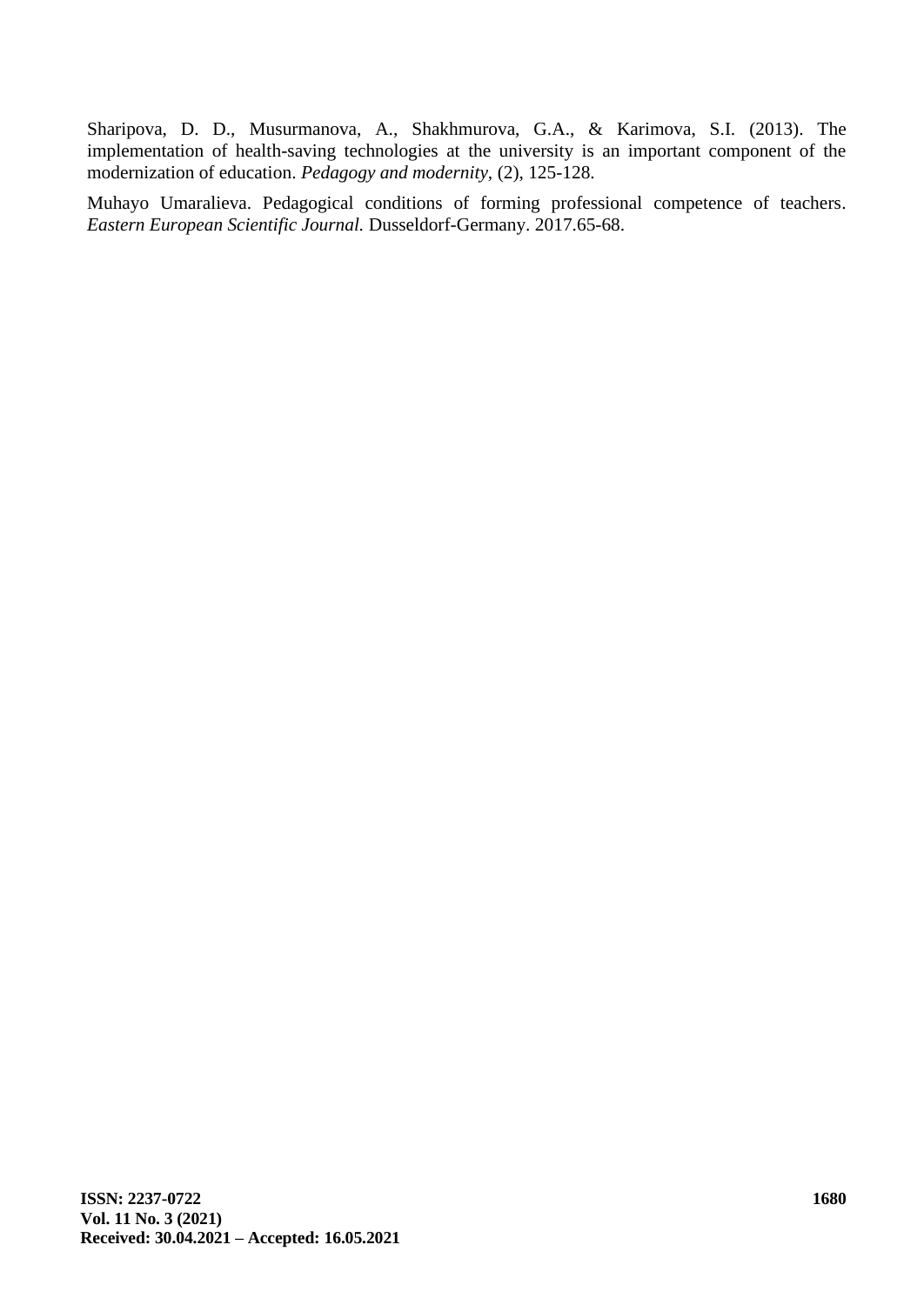Sharipova, D. D., Musurmanova, A., Shakhmurova, G.A., & Karimova, S.I. (2013). The implementation of health-saving technologies at the university is an important component of the modernization of education. *Pedagogy and modernity*, (2), 125-128.

Muhayo Umaralieva. Pedagogical conditions of forming professional competence of teachers. *Eastern European Scientific Journal.* Dusseldorf-Germany. 2017.65-68.